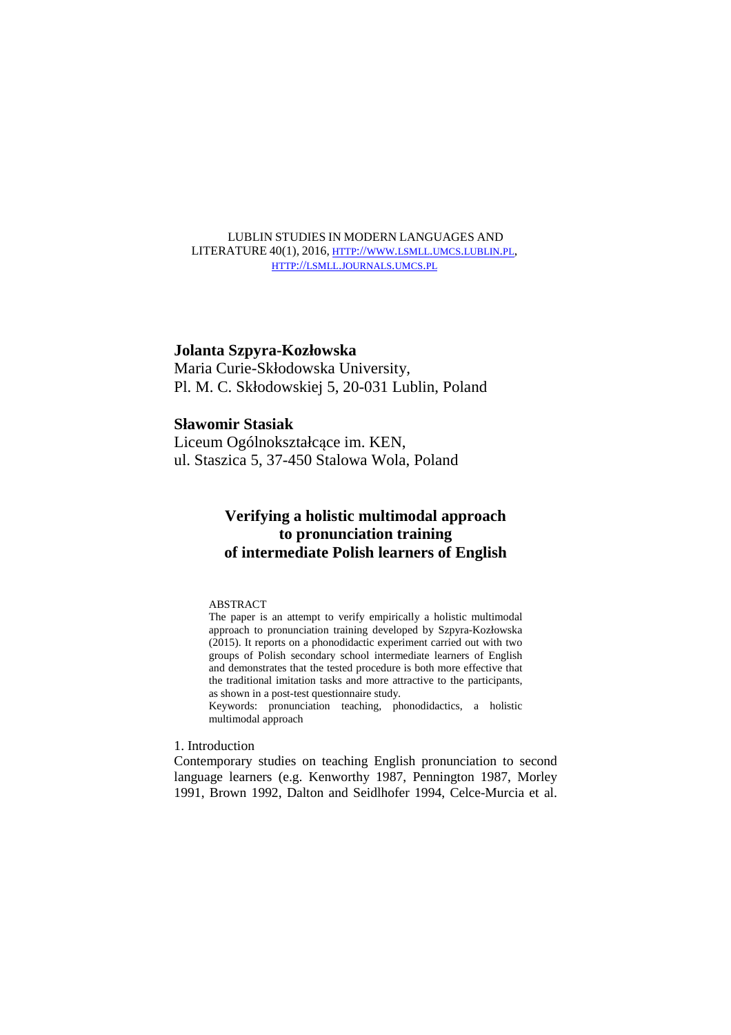LUBLIN STUDIES IN MODERN LANGUAGES AND LITERATURE 40(1), 2016, HTTP://WWW.LSMLL.UMCS.LUBLIN.PL, HTTP://LSMLL.JOURNALS.UMCS.PL

**Jolanta Szpyra-Kozłowska**
Maria Curie-Skłodowska University,
Pl. M. C. Skłodowskiej 5, 20-031 Lublin, Poland

**Sławomir Stasiak**
Liceum Ogólnokształcące im. KEN,
ul. Staszica 5, 37-450 Stalowa Wola, Poland

# Verifying a holistic multimodal approach to pronunciation training of intermediate Polish learners of English

ABSTRACT
The paper is an attempt to verify empirically a holistic multimodal approach to pronunciation training developed by Szpyra-Kozłowska (2015). It reports on a phonodidactic experiment carried out with two groups of Polish secondary school intermediate learners of English and demonstrates that the tested procedure is both more effective that the traditional imitation tasks and more attractive to the participants, as shown in a post-test questionnaire study.
Keywords: pronunciation teaching, phonodidactics, a holistic multimodal approach

## 1. Introduction

Contemporary studies on teaching English pronunciation to second language learners (e.g. Kenworthy 1987, Pennington 1987, Morley 1991, Brown 1992, Dalton and Seidlhofer 1994, Celce-Murcia et al.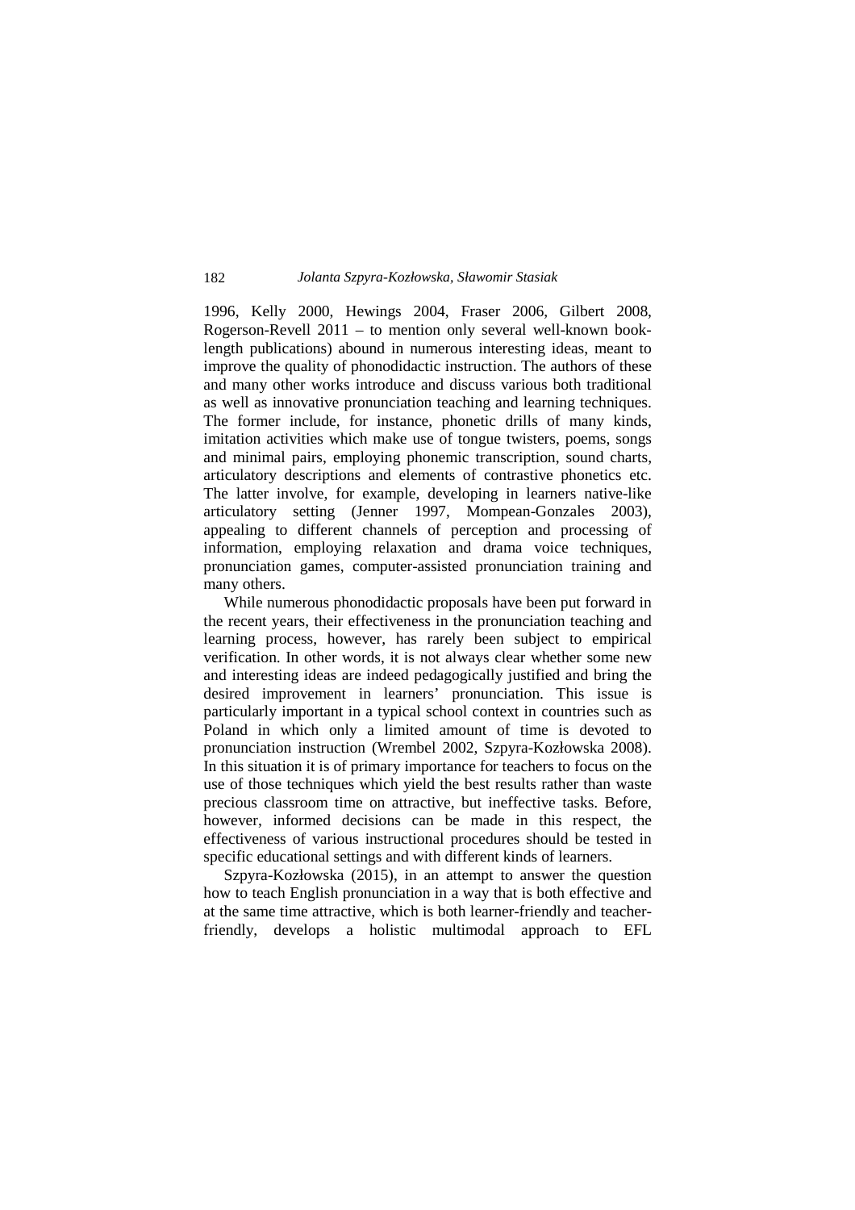1996, Kelly 2000, Hewings 2004, Fraser 2006, Gilbert 2008, Rogerson-Revell 2011 – to mention only several well-known book-length publications) abound in numerous interesting ideas, meant to improve the quality of phonodidactic instruction. The authors of these and many other works introduce and discuss various both traditional as well as innovative pronunciation teaching and learning techniques. The former include, for instance, phonetic drills of many kinds, imitation activities which make use of tongue twisters, poems, songs and minimal pairs, employing phonemic transcription, sound charts, articulatory descriptions and elements of contrastive phonetics etc. The latter involve, for example, developing in learners native-like articulatory setting (Jenner 1997, Mompean-Gonzales 2003), appealing to different channels of perception and processing of information, employing relaxation and drama voice techniques, pronunciation games, computer-assisted pronunciation training and many others.

While numerous phonodidactic proposals have been put forward in the recent years, their effectiveness in the pronunciation teaching and learning process, however, has rarely been subject to empirical verification. In other words, it is not always clear whether some new and interesting ideas are indeed pedagogically justified and bring the desired improvement in learners' pronunciation. This issue is particularly important in a typical school context in countries such as Poland in which only a limited amount of time is devoted to pronunciation instruction (Wrembel 2002, Szpyra-Kozłowska 2008). In this situation it is of primary importance for teachers to focus on the use of those techniques which yield the best results rather than waste precious classroom time on attractive, but ineffective tasks. Before, however, informed decisions can be made in this respect, the effectiveness of various instructional procedures should be tested in specific educational settings and with different kinds of learners.

Szpyra-Kozłowska (2015), in an attempt to answer the question how to teach English pronunciation in a way that is both effective and at the same time attractive, which is both learner-friendly and teacher-friendly, develops a holistic multimodal approach to EFL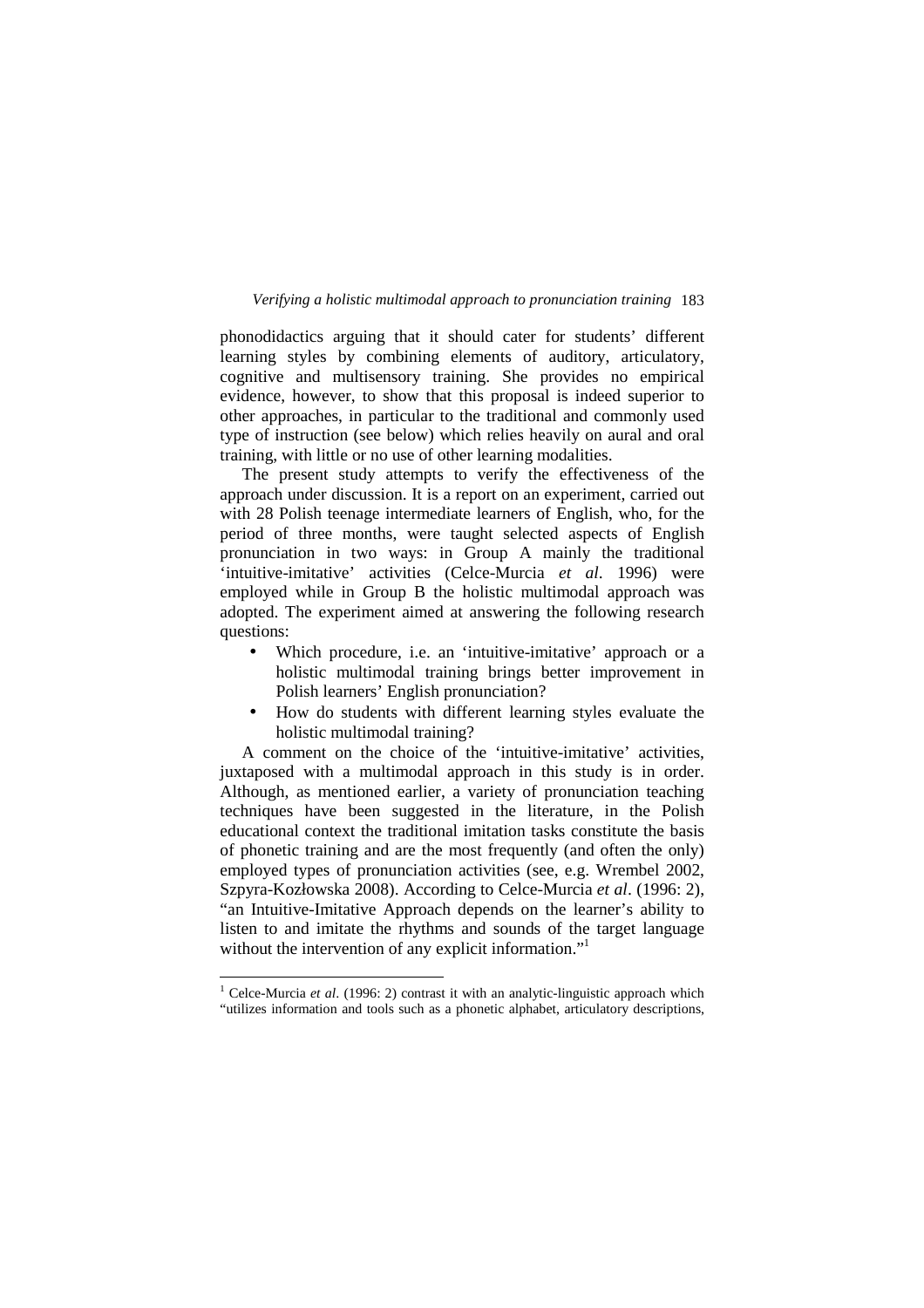phonodidactics arguing that it should cater for students' different learning styles by combining elements of auditory, articulatory, cognitive and multisensory training. She provides no empirical evidence, however, to show that this proposal is indeed superior to other approaches, in particular to the traditional and commonly used type of instruction (see below) which relies heavily on aural and oral training, with little or no use of other learning modalities.

The present study attempts to verify the effectiveness of the approach under discussion. It is a report on an experiment, carried out with 28 Polish teenage intermediate learners of English, who, for the period of three months, were taught selected aspects of English pronunciation in two ways: in Group A mainly the traditional 'intuitive-imitative' activities (Celce-Murcia *et al*. 1996) were employed while in Group B the holistic multimodal approach was adopted. The experiment aimed at answering the following research questions:

- Which procedure, i.e. an 'intuitive-imitative' approach or a holistic multimodal training brings better improvement in Polish learners' English pronunciation?
- How do students with different learning styles evaluate the holistic multimodal training?

A comment on the choice of the 'intuitive-imitative' activities, juxtaposed with a multimodal approach in this study is in order. Although, as mentioned earlier, a variety of pronunciation teaching techniques have been suggested in the literature, in the Polish educational context the traditional imitation tasks constitute the basis of phonetic training and are the most frequently (and often the only) employed types of pronunciation activities (see, e.g. Wrembel 2002, Szpyra-Kozłowska 2008). According to Celce-Murcia *et al*. (1996: 2), "an Intuitive-Imitative Approach depends on the learner's ability to listen to and imitate the rhythms and sounds of the target language without the intervention of any explicit information."[1]

---

[1] Celce-Murcia *et al*. (1996: 2) contrast it with an analytic-linguistic approach which "utilizes information and tools such as a phonetic alphabet, articulatory descriptions,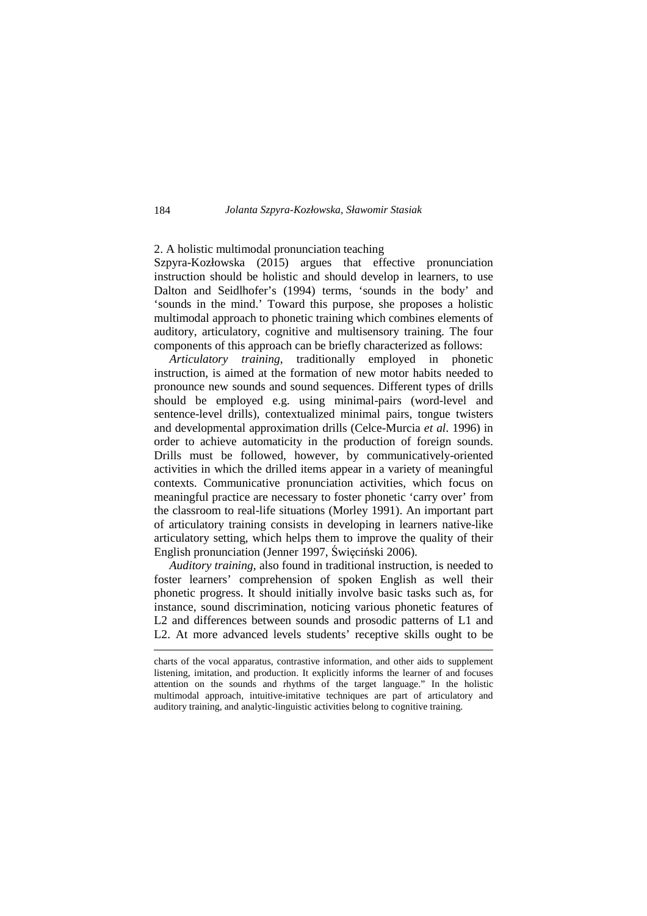## 2. A holistic multimodal pronunciation teaching

Szpyra-Kozłowska (2015) argues that effective pronunciation instruction should be holistic and should develop in learners, to use Dalton and Seidlhofer's (1994) terms, 'sounds in the body' and 'sounds in the mind.' Toward this purpose, she proposes a holistic multimodal approach to phonetic training which combines elements of auditory, articulatory, cognitive and multisensory training. The four components of this approach can be briefly characterized as follows:

*Articulatory training*, traditionally employed in phonetic instruction, is aimed at the formation of new motor habits needed to pronounce new sounds and sound sequences. Different types of drills should be employed e.g. using minimal-pairs (word-level and sentence-level drills), contextualized minimal pairs, tongue twisters and developmental approximation drills (Celce-Murcia *et al*. 1996) in order to achieve automaticity in the production of foreign sounds. Drills must be followed, however, by communicatively-oriented activities in which the drilled items appear in a variety of meaningful contexts. Communicative pronunciation activities, which focus on meaningful practice are necessary to foster phonetic 'carry over' from the classroom to real-life situations (Morley 1991). An important part of articulatory training consists in developing in learners native-like articulatory setting, which helps them to improve the quality of their English pronunciation (Jenner 1997, Święciński 2006).

*Auditory training*, also found in traditional instruction, is needed to foster learners' comprehension of spoken English as well their phonetic progress. It should initially involve basic tasks such as, for instance, sound discrimination, noticing various phonetic features of L2 and differences between sounds and prosodic patterns of L1 and L2. At more advanced levels students' receptive skills ought to be

---

charts of the vocal apparatus, contrastive information, and other aids to supplement listening, imitation, and production. It explicitly informs the learner of and focuses attention on the sounds and rhythms of the target language." In the holistic multimodal approach, intuitive-imitative techniques are part of articulatory and auditory training, and analytic-linguistic activities belong to cognitive training.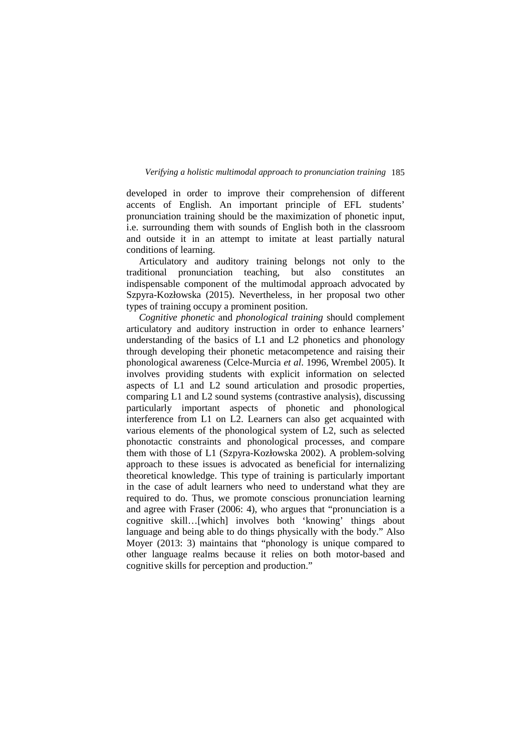developed in order to improve their comprehension of different accents of English. An important principle of EFL students' pronunciation training should be the maximization of phonetic input, i.e. surrounding them with sounds of English both in the classroom and outside it in an attempt to imitate at least partially natural conditions of learning.

Articulatory and auditory training belongs not only to the traditional pronunciation teaching, but also constitutes an indispensable component of the multimodal approach advocated by Szpyra-Kozłowska (2015). Nevertheless, in her proposal two other types of training occupy a prominent position.

*Cognitive phonetic* and *phonological training* should complement articulatory and auditory instruction in order to enhance learners' understanding of the basics of L1 and L2 phonetics and phonology through developing their phonetic metacompetence and raising their phonological awareness (Celce-Murcia *et al*. 1996, Wrembel 2005). It involves providing students with explicit information on selected aspects of L1 and L2 sound articulation and prosodic properties, comparing L1 and L2 sound systems (contrastive analysis), discussing particularly important aspects of phonetic and phonological interference from L1 on L2. Learners can also get acquainted with various elements of the phonological system of L2, such as selected phonotactic constraints and phonological processes, and compare them with those of L1 (Szpyra-Kozłowska 2002). A problem-solving approach to these issues is advocated as beneficial for internalizing theoretical knowledge. This type of training is particularly important in the case of adult learners who need to understand what they are required to do. Thus, we promote conscious pronunciation learning and agree with Fraser (2006: 4), who argues that "pronunciation is a cognitive skill…[which] involves both 'knowing' things about language and being able to do things physically with the body." Also Moyer (2013: 3) maintains that "phonology is unique compared to other language realms because it relies on both motor-based and cognitive skills for perception and production."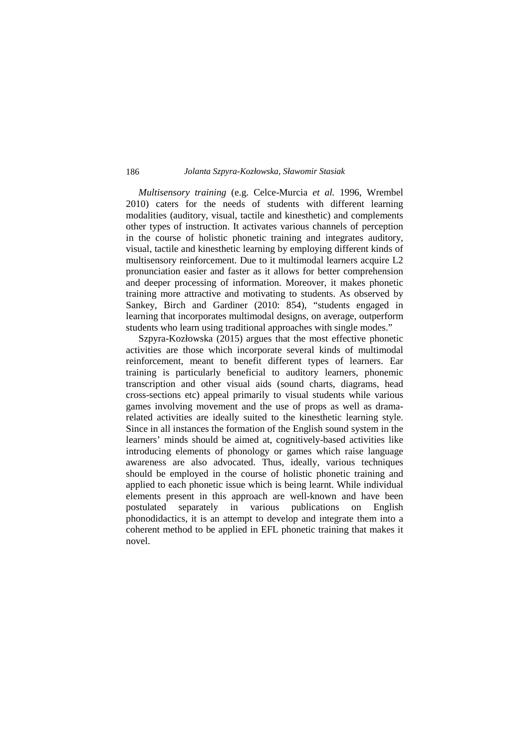*Multisensory training* (e.g. Celce-Murcia *et al.* 1996, Wrembel 2010) caters for the needs of students with different learning modalities (auditory, visual, tactile and kinesthetic) and complements other types of instruction. It activates various channels of perception in the course of holistic phonetic training and integrates auditory, visual, tactile and kinesthetic learning by employing different kinds of multisensory reinforcement. Due to it multimodal learners acquire L2 pronunciation easier and faster as it allows for better comprehension and deeper processing of information. Moreover, it makes phonetic training more attractive and motivating to students. As observed by Sankey, Birch and Gardiner (2010: 854), "students engaged in learning that incorporates multimodal designs, on average, outperform students who learn using traditional approaches with single modes."

Szpyra-Kozłowska (2015) argues that the most effective phonetic activities are those which incorporate several kinds of multimodal reinforcement, meant to benefit different types of learners. Ear training is particularly beneficial to auditory learners, phonemic transcription and other visual aids (sound charts, diagrams, head cross-sections etc) appeal primarily to visual students while various games involving movement and the use of props as well as drama-related activities are ideally suited to the kinesthetic learning style. Since in all instances the formation of the English sound system in the learners' minds should be aimed at, cognitively-based activities like introducing elements of phonology or games which raise language awareness are also advocated. Thus, ideally, various techniques should be employed in the course of holistic phonetic training and applied to each phonetic issue which is being learnt. While individual elements present in this approach are well-known and have been postulated separately in various publications on English phonodidactics, it is an attempt to develop and integrate them into a coherent method to be applied in EFL phonetic training that makes it novel.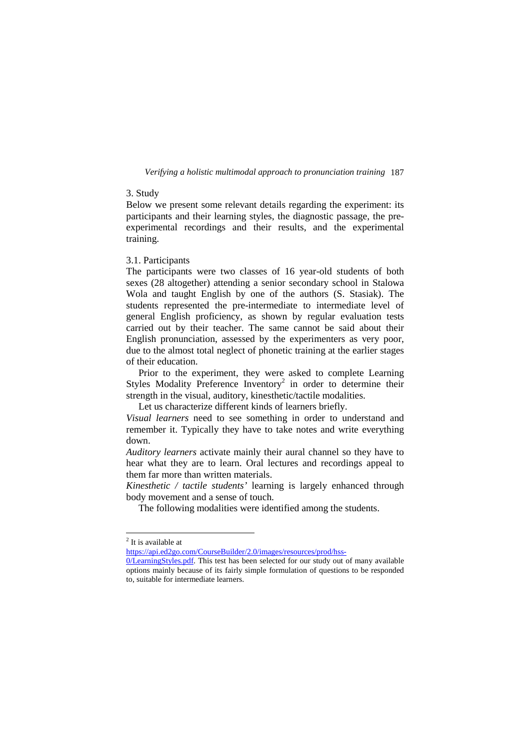## 3. Study

Below we present some relevant details regarding the experiment: its participants and their learning styles, the diagnostic passage, the pre-experimental recordings and their results, and the experimental training.

### 3.1. Participants

The participants were two classes of 16 year-old students of both sexes (28 altogether) attending a senior secondary school in Stalowa Wola and taught English by one of the authors (S. Stasiak). The students represented the pre-intermediate to intermediate level of general English proficiency, as shown by regular evaluation tests carried out by their teacher. The same cannot be said about their English pronunciation, assessed by the experimenters as very poor, due to the almost total neglect of phonetic training at the earlier stages of their education.

Prior to the experiment, they were asked to complete Learning Styles Modality Preference Inventory[2] in order to determine their strength in the visual, auditory, kinesthetic/tactile modalities.

Let us characterize different kinds of learners briefly.

*Visual learners* need to see something in order to understand and remember it. Typically they have to take notes and write everything down.

*Auditory learners* activate mainly their aural channel so they have to hear what they are to learn. Oral lectures and recordings appeal to them far more than written materials.

*Kinesthetic / tactile students'* learning is largely enhanced through body movement and a sense of touch.

The following modalities were identified among the students.

---

[2] It is available at https://api.ed2go.com/CourseBuilder/2.0/images/resources/prod/hss-0/LearningStyles.pdf. This test has been selected for our study out of many available options mainly because of its fairly simple formulation of questions to be responded to, suitable for intermediate learners.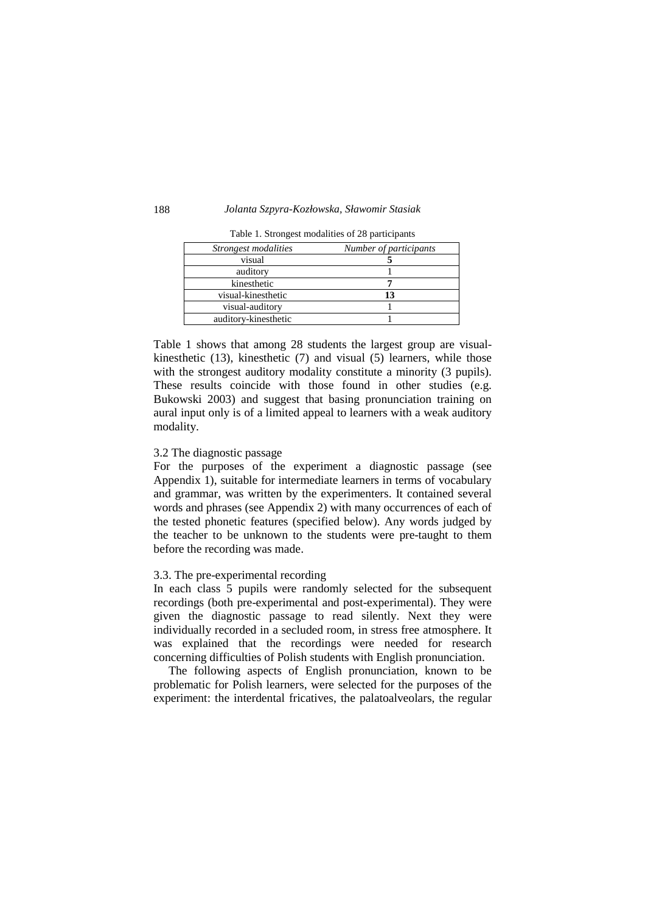Table 1. Strongest modalities of 28 participants

| *Strongest modalities* | *Number of participants* |
|---|---|
| visual | **5** |
| auditory | 1 |
| kinesthetic | **7** |
| visual-kinesthetic | **13** |
| visual-auditory | 1 |
| auditory-kinesthetic | 1 |

Table 1 shows that among 28 students the largest group are visual-kinesthetic (13), kinesthetic (7) and visual (5) learners, while those with the strongest auditory modality constitute a minority (3 pupils). These results coincide with those found in other studies (e.g. Bukowski 2003) and suggest that basing pronunciation training on aural input only is of a limited appeal to learners with a weak auditory modality.

### 3.2 The diagnostic passage

For the purposes of the experiment a diagnostic passage (see Appendix 1), suitable for intermediate learners in terms of vocabulary and grammar, was written by the experimenters. It contained several words and phrases (see Appendix 2) with many occurrences of each of the tested phonetic features (specified below). Any words judged by the teacher to be unknown to the students were pre-taught to them before the recording was made.

### 3.3. The pre-experimental recording

In each class 5 pupils were randomly selected for the subsequent recordings (both pre-experimental and post-experimental). They were given the diagnostic passage to read silently. Next they were individually recorded in a secluded room, in stress free atmosphere. It was explained that the recordings were needed for research concerning difficulties of Polish students with English pronunciation.

The following aspects of English pronunciation, known to be problematic for Polish learners, were selected for the purposes of the experiment: the interdental fricatives, the palatoalveolars, the regular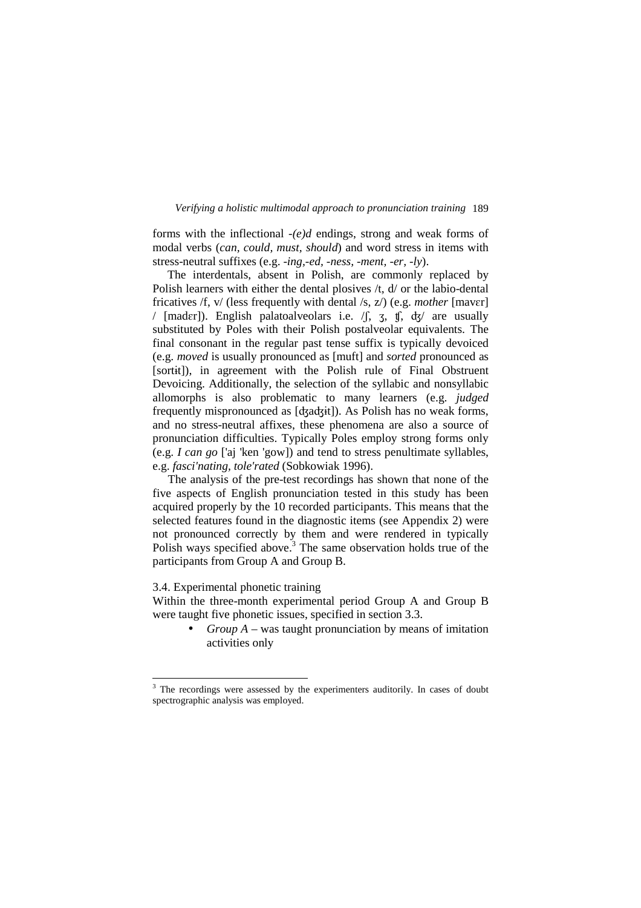forms with the inflectional *-(e)d* endings, strong and weak forms of modal verbs (*can, could, must, should*) and word stress in items with stress-neutral suffixes (e.g. *-ing,-ed, -ness, -ment, -er, -ly*).

The interdentals, absent in Polish, are commonly replaced by Polish learners with either the dental plosives /t, d/ or the labio-dental fricatives /f, v/ (less frequently with dental /s, z/) (e.g. *mother* [mavɛr] / [madɛr]). English palatoalveolars i.e. /ʃ, ʒ, ʧ, ʤ/ are usually substituted by Poles with their Polish postalveolar equivalents. The final consonant in the regular past tense suffix is typically devoiced (e.g. *moved* is usually pronounced as [muft] and *sorted* pronounced as [sortɨt]), in agreement with the Polish rule of Final Obstruent Devoicing. Additionally, the selection of the syllabic and nonsyllabic allomorphs is also problematic to many learners (e.g. *judged* frequently mispronounced as [ʤaʤɨt]). As Polish has no weak forms, and no stress-neutral affixes, these phenomena are also a source of pronunciation difficulties. Typically Poles employ strong forms only (e.g. *I can go* ['aj 'ken 'gow]) and tend to stress penultimate syllables, e.g. *fasci'nating, tole'rated* (Sobkowiak 1996).

The analysis of the pre-test recordings has shown that none of the five aspects of English pronunciation tested in this study has been acquired properly by the 10 recorded participants. This means that the selected features found in the diagnostic items (see Appendix 2) were not pronounced correctly by them and were rendered in typically Polish ways specified above.[3] The same observation holds true of the participants from Group A and Group B.

### 3.4. Experimental phonetic training

Within the three-month experimental period Group A and Group B were taught five phonetic issues, specified in section 3.3.

- *Group A* – was taught pronunciation by means of imitation activities only

[3] The recordings were assessed by the experimenters auditorily. In cases of doubt spectrographic analysis was employed.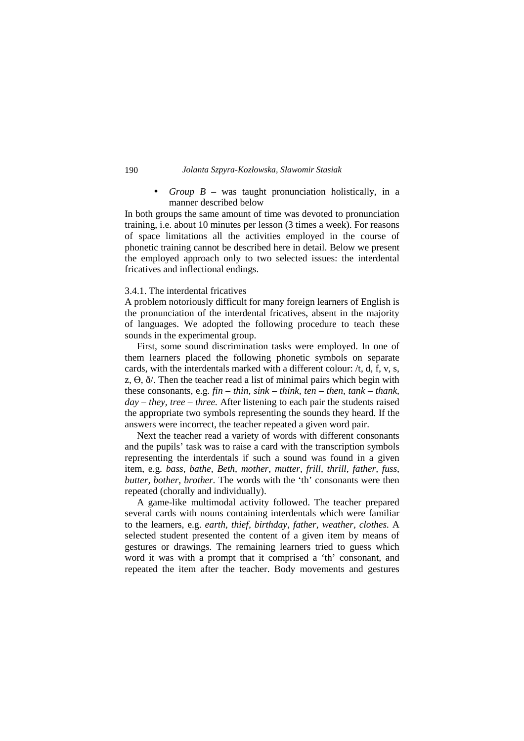- *Group B* – was taught pronunciation holistically, in a manner described below

In both groups the same amount of time was devoted to pronunciation training, i.e. about 10 minutes per lesson (3 times a week). For reasons of space limitations all the activities employed in the course of phonetic training cannot be described here in detail. Below we present the employed approach only to two selected issues: the interdental fricatives and inflectional endings.

### 3.4.1. The interdental fricatives

A problem notoriously difficult for many foreign learners of English is the pronunciation of the interdental fricatives, absent in the majority of languages. We adopted the following procedure to teach these sounds in the experimental group.

First, some sound discrimination tasks were employed. In one of them learners placed the following phonetic symbols on separate cards, with the interdentals marked with a different colour: /t, d, f, v, s, z, Ɵ, ð/. Then the teacher read a list of minimal pairs which begin with these consonants, e.g. *fin – thin, sink – think, ten – then, tank – thank, day – they, tree – three.* After listening to each pair the students raised the appropriate two symbols representing the sounds they heard. If the answers were incorrect, the teacher repeated a given word pair.

Next the teacher read a variety of words with different consonants and the pupils' task was to raise a card with the transcription symbols representing the interdentals if such a sound was found in a given item, e.g. *bass, bathe, Beth, mother, mutter, frill, thrill, father, fuss, butter, bother, brother.* The words with the 'th' consonants were then repeated (chorally and individually).

A game-like multimodal activity followed. The teacher prepared several cards with nouns containing interdentals which were familiar to the learners, e.g. *earth, thief, birthday, father, weather, clothes.* A selected student presented the content of a given item by means of gestures or drawings. The remaining learners tried to guess which word it was with a prompt that it comprised a 'th' consonant, and repeated the item after the teacher. Body movements and gestures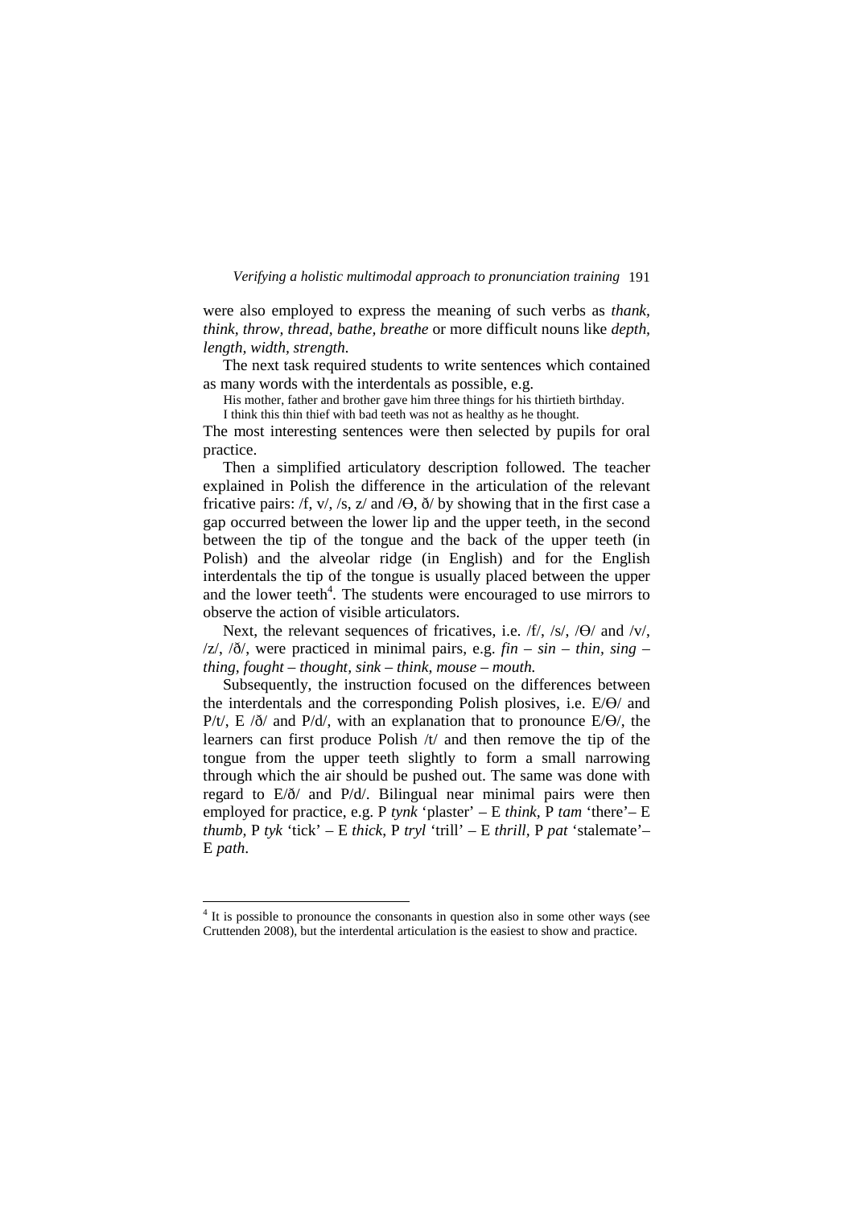were also employed to express the meaning of such verbs as *thank, think, throw, thread, bathe, breathe* or more difficult nouns like *depth, length, width, strength.*

The next task required students to write sentences which contained as many words with the interdentals as possible, e.g.

His mother, father and brother gave him three things for his thirtieth birthday.
I think this thin thief with bad teeth was not as healthy as he thought.

The most interesting sentences were then selected by pupils for oral practice.

Then a simplified articulatory description followed. The teacher explained in Polish the difference in the articulation of the relevant fricative pairs: /f, v/, /s, z/ and /Ɵ, ð/ by showing that in the first case a gap occurred between the lower lip and the upper teeth, in the second between the tip of the tongue and the back of the upper teeth (in Polish) and the alveolar ridge (in English) and for the English interdentals the tip of the tongue is usually placed between the upper and the lower teeth[4]. The students were encouraged to use mirrors to observe the action of visible articulators.

Next, the relevant sequences of fricatives, i.e. /f/, /s/, /Ɵ/ and /v/, /z/, /ð/, were practiced in minimal pairs, e.g. *fin – sin – thin, sing – thing, fought – thought, sink – think, mouse – mouth.*

Subsequently, the instruction focused on the differences between the interdentals and the corresponding Polish plosives, i.e. E/Ɵ/ and P/t/, E /ð/ and P/d/, with an explanation that to pronounce E/Ɵ/, the learners can first produce Polish /t/ and then remove the tip of the tongue from the upper teeth slightly to form a small narrowing through which the air should be pushed out. The same was done with regard to E/ð/ and P/d/. Bilingual near minimal pairs were then employed for practice, e.g. P *tynk* 'plaster' – E *think,* P *tam* 'there'– E *thumb,* P *tyk* 'tick' – E *thick,* P *tryl* 'trill' – E *thrill,* P *pat* 'stalemate'– E *path*.

---

[4] It is possible to pronounce the consonants in question also in some other ways (see Cruttenden 2008), but the interdental articulation is the easiest to show and practice.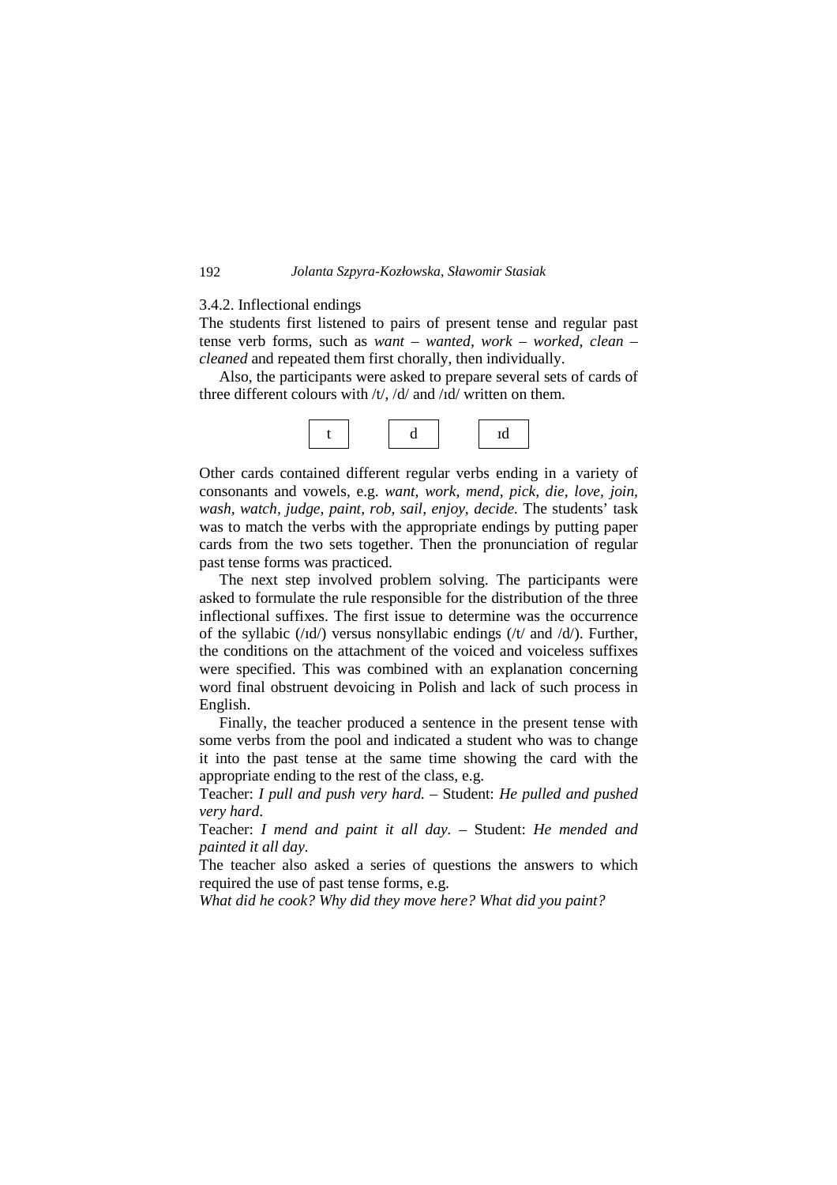3.4.2. Inflectional endings

The students first listened to pairs of present tense and regular past tense verb forms, such as *want – wanted, work – worked, clean – cleaned* and repeated them first chorally, then individually.

Also, the participants were asked to prepare several sets of cards of three different colours with /t/, /d/ and /ɪd/ written on them.

| t | d | ɪd |
|---|---|---|

Other cards contained different regular verbs ending in a variety of consonants and vowels, e.g. *want, work, mend, pick, die, love, join, wash, watch, judge, paint, rob, sail, enjoy, decide.* The students' task was to match the verbs with the appropriate endings by putting paper cards from the two sets together. Then the pronunciation of regular past tense forms was practiced.

The next step involved problem solving. The participants were asked to formulate the rule responsible for the distribution of the three inflectional suffixes. The first issue to determine was the occurrence of the syllabic (/ɪd/) versus nonsyllabic endings (/t/ and /d/). Further, the conditions on the attachment of the voiced and voiceless suffixes were specified. This was combined with an explanation concerning word final obstruent devoicing in Polish and lack of such process in English.

Finally, the teacher produced a sentence in the present tense with some verbs from the pool and indicated a student who was to change it into the past tense at the same time showing the card with the appropriate ending to the rest of the class, e.g.

Teacher: *I pull and push very hard.* – Student: *He pulled and pushed very hard*.

Teacher: *I mend and paint it all day.* – Student: *He mended and painted it all day.*

The teacher also asked a series of questions the answers to which required the use of past tense forms, e.g.

*What did he cook? Why did they move here? What did you paint?*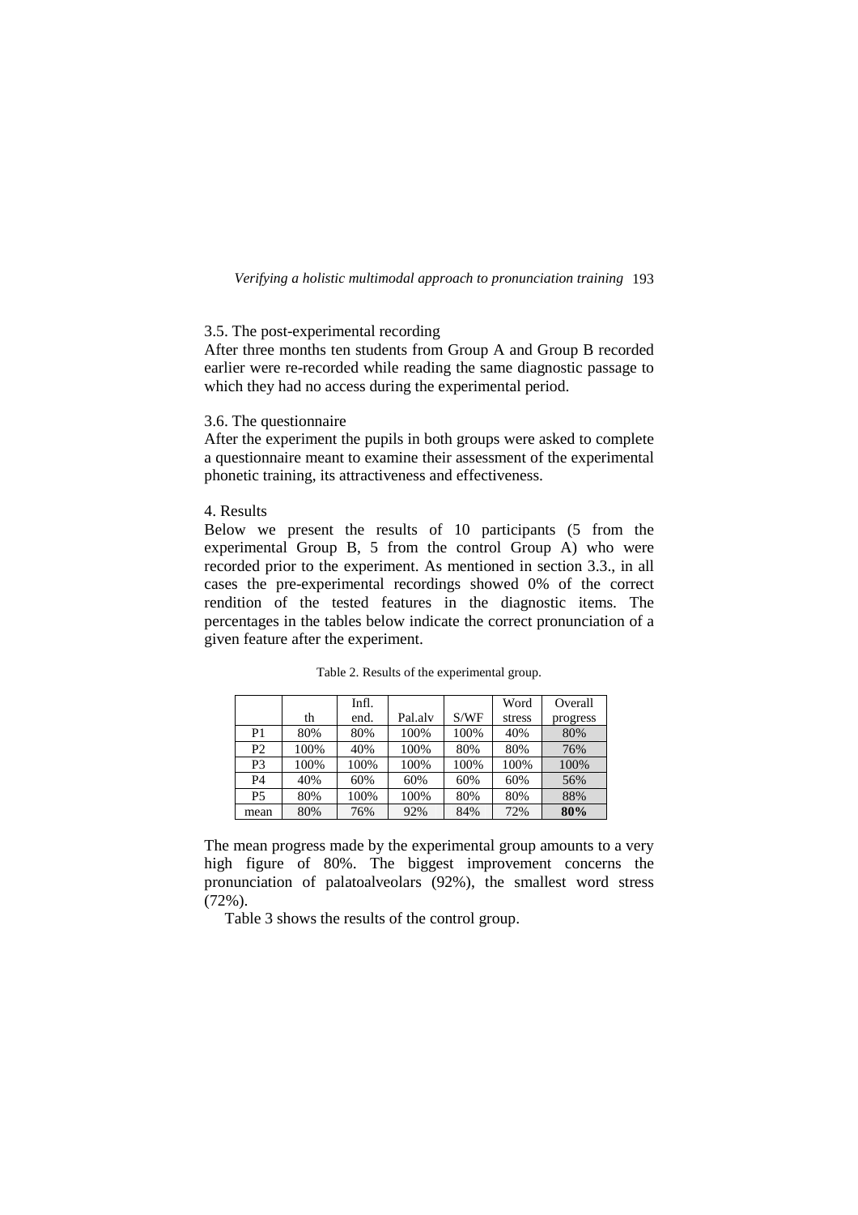### 3.5. The post-experimental recording

After three months ten students from Group A and Group B recorded earlier were re-recorded while reading the same diagnostic passage to which they had no access during the experimental period.

### 3.6. The questionnaire

After the experiment the pupils in both groups were asked to complete a questionnaire meant to examine their assessment of the experimental phonetic training, its attractiveness and effectiveness.

## 4. Results

Below we present the results of 10 participants (5 from the experimental Group B, 5 from the control Group A) who were recorded prior to the experiment. As mentioned in section 3.3., in all cases the pre-experimental recordings showed 0% of the correct rendition of the tested features in the diagnostic items. The percentages in the tables below indicate the correct pronunciation of a given feature after the experiment.

Table 2. Results of the experimental group.

| | th | Infl. end. | Pal.alv | S/WF | Word stress | Overall progress |
|---|---|---|---|---|---|---|
| P1 | 80% | 80% | 100% | 100% | 40% | 80% |
| P2 | 100% | 40% | 100% | 80% | 80% | 76% |
| P3 | 100% | 100% | 100% | 100% | 100% | 100% |
| P4 | 40% | 60% | 60% | 60% | 60% | 56% |
| P5 | 80% | 100% | 100% | 80% | 80% | 88% |
| mean | 80% | 76% | 92% | 84% | 72% | **80%** |

The mean progress made by the experimental group amounts to a very high figure of 80%. The biggest improvement concerns the pronunciation of palatoalveolars (92%), the smallest word stress (72%).

Table 3 shows the results of the control group.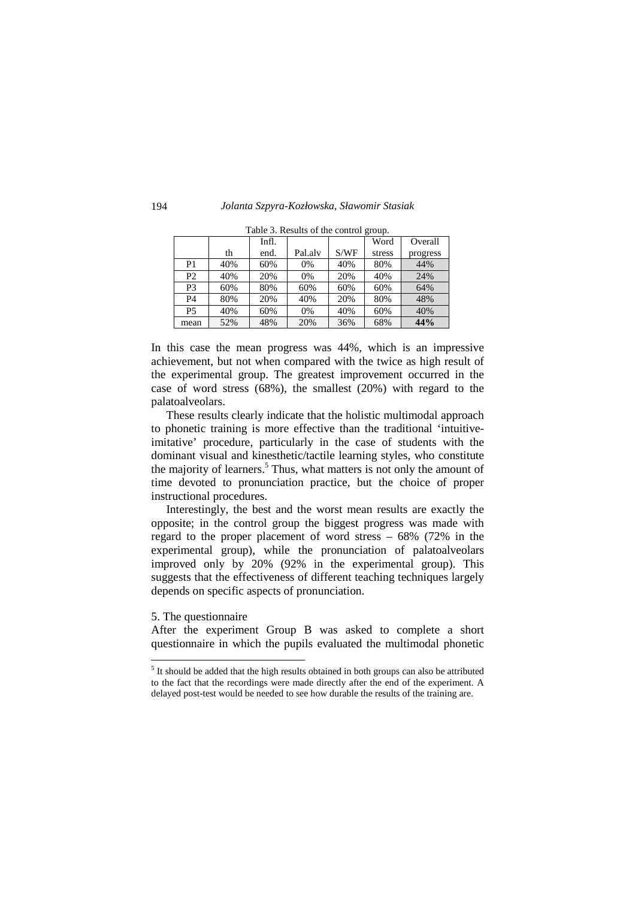Table 3. Results of the control group.

| | th | Infl. end. | Pal.alv | S/WF | Word stress | Overall progress |
|---|---|---|---|---|---|---|
| P1 | 40% | 60% | 0% | 40% | 80% | 44% |
| P2 | 40% | 20% | 0% | 20% | 40% | 24% |
| P3 | 60% | 80% | 60% | 60% | 60% | 64% |
| P4 | 80% | 20% | 40% | 20% | 80% | 48% |
| P5 | 40% | 60% | 0% | 40% | 60% | 40% |
| mean | 52% | 48% | 20% | 36% | 68% | **44%** |

In this case the mean progress was 44%, which is an impressive achievement, but not when compared with the twice as high result of the experimental group. The greatest improvement occurred in the case of word stress (68%), the smallest (20%) with regard to the palatoalveolars.

These results clearly indicate that the holistic multimodal approach to phonetic training is more effective than the traditional 'intuitive-imitative' procedure, particularly in the case of students with the dominant visual and kinesthetic/tactile learning styles, who constitute the majority of learners.[5] Thus, what matters is not only the amount of time devoted to pronunciation practice, but the choice of proper instructional procedures.

Interestingly, the best and the worst mean results are exactly the opposite; in the control group the biggest progress was made with regard to the proper placement of word stress – 68% (72% in the experimental group), while the pronunciation of palatoalveolars improved only by 20% (92% in the experimental group). This suggests that the effectiveness of different teaching techniques largely depends on specific aspects of pronunciation.

## 5. The questionnaire

After the experiment Group B was asked to complete a short questionnaire in which the pupils evaluated the multimodal phonetic

[5] It should be added that the high results obtained in both groups can also be attributed to the fact that the recordings were made directly after the end of the experiment. A delayed post-test would be needed to see how durable the results of the training are.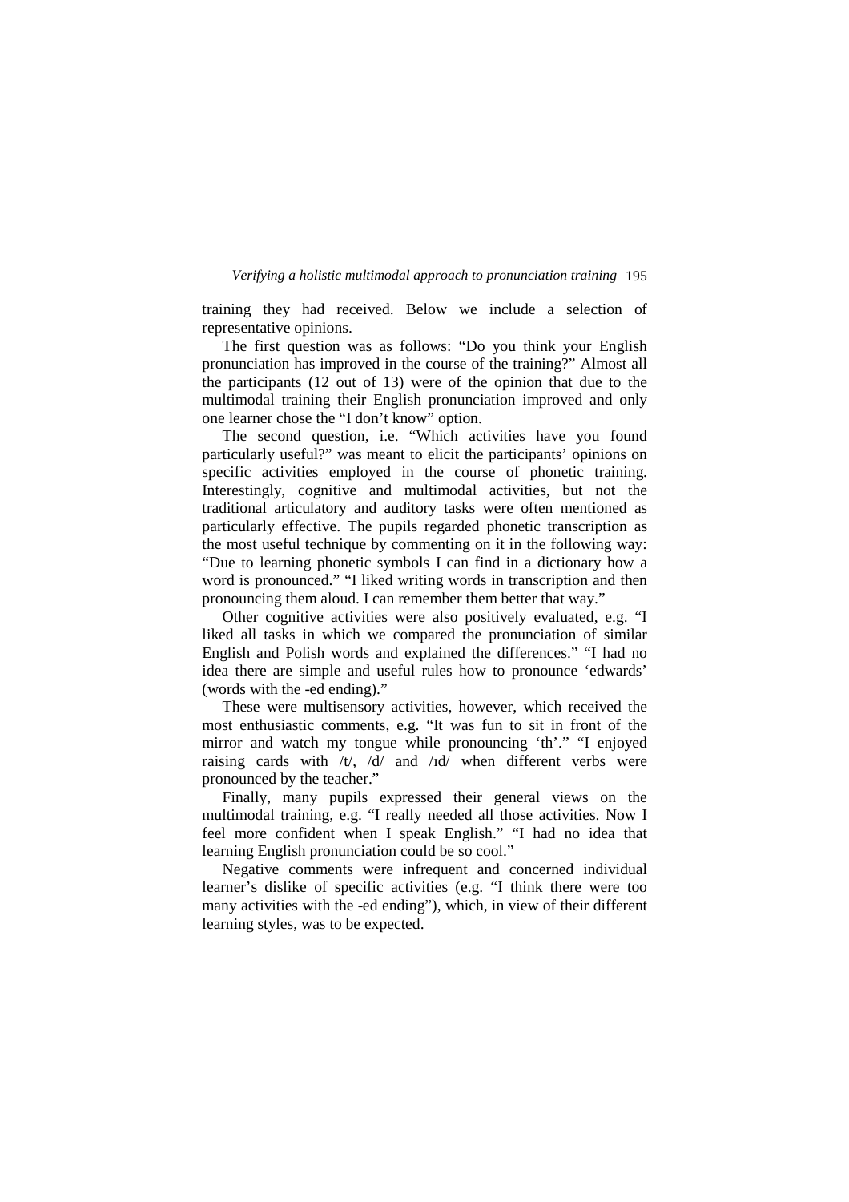training they had received. Below we include a selection of representative opinions.

The first question was as follows: “Do you think your English pronunciation has improved in the course of the training?” Almost all the participants (12 out of 13) were of the opinion that due to the multimodal training their English pronunciation improved and only one learner chose the “I don’t know” option.

The second question, i.e. “Which activities have you found particularly useful?” was meant to elicit the participants’ opinions on specific activities employed in the course of phonetic training. Interestingly, cognitive and multimodal activities, but not the traditional articulatory and auditory tasks were often mentioned as particularly effective. The pupils regarded phonetic transcription as the most useful technique by commenting on it in the following way: “Due to learning phonetic symbols I can find in a dictionary how a word is pronounced.” “I liked writing words in transcription and then pronouncing them aloud. I can remember them better that way.”

Other cognitive activities were also positively evaluated, e.g. “I liked all tasks in which we compared the pronunciation of similar English and Polish words and explained the differences.” “I had no idea there are simple and useful rules how to pronounce ‘edwards’ (words with the -ed ending).”

These were multisensory activities, however, which received the most enthusiastic comments, e.g. “It was fun to sit in front of the mirror and watch my tongue while pronouncing ‘th’.” “I enjoyed raising cards with /t/, /d/ and /ɪd/ when different verbs were pronounced by the teacher.”

Finally, many pupils expressed their general views on the multimodal training, e.g. “I really needed all those activities. Now I feel more confident when I speak English.” “I had no idea that learning English pronunciation could be so cool.”

Negative comments were infrequent and concerned individual learner’s dislike of specific activities (e.g. “I think there were too many activities with the -ed ending”), which, in view of their different learning styles, was to be expected.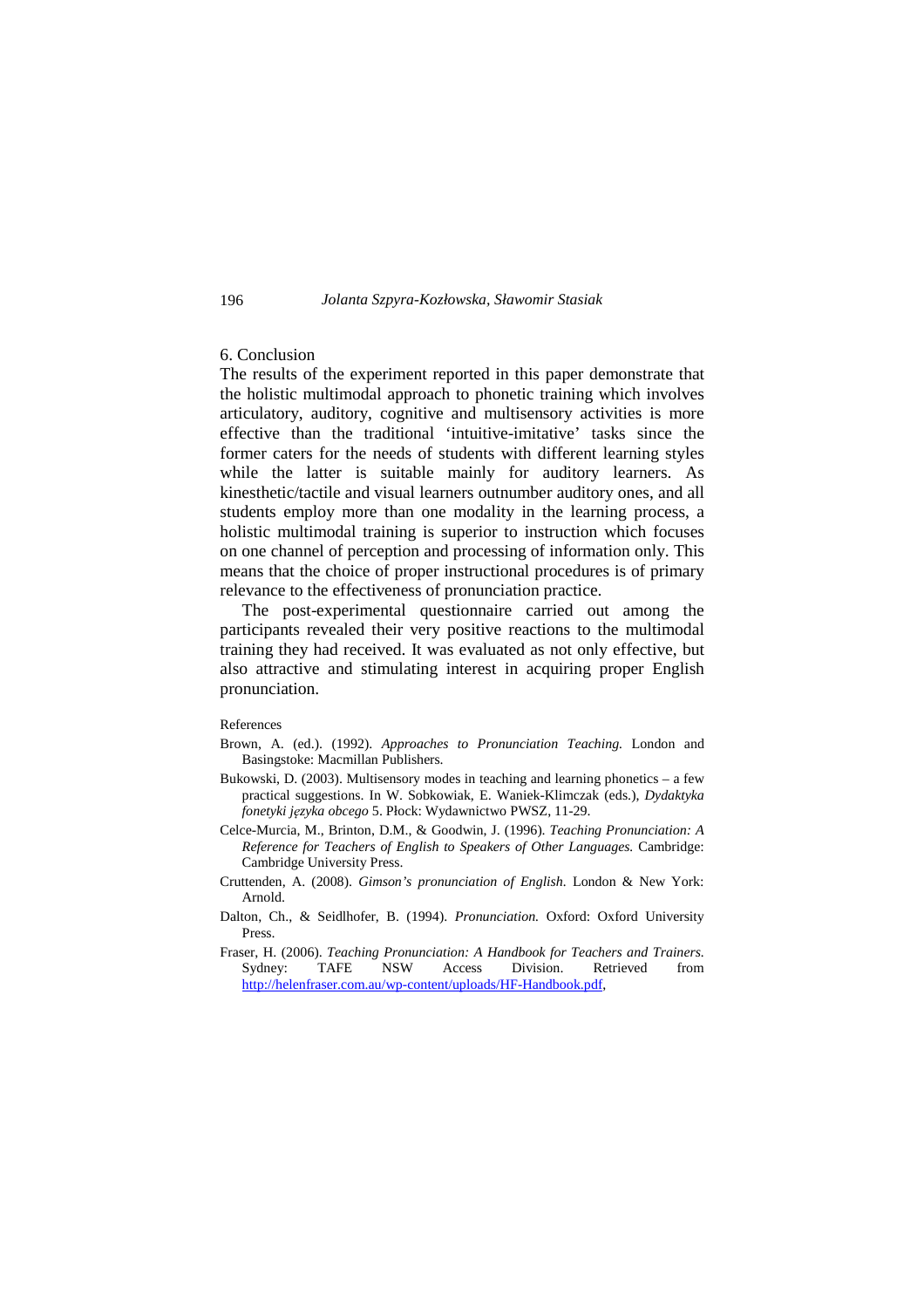## 6. Conclusion

The results of the experiment reported in this paper demonstrate that the holistic multimodal approach to phonetic training which involves articulatory, auditory, cognitive and multisensory activities is more effective than the traditional 'intuitive-imitative' tasks since the former caters for the needs of students with different learning styles while the latter is suitable mainly for auditory learners. As kinesthetic/tactile and visual learners outnumber auditory ones, and all students employ more than one modality in the learning process, a holistic multimodal training is superior to instruction which focuses on one channel of perception and processing of information only. This means that the choice of proper instructional procedures is of primary relevance to the effectiveness of pronunciation practice.

The post-experimental questionnaire carried out among the participants revealed their very positive reactions to the multimodal training they had received. It was evaluated as not only effective, but also attractive and stimulating interest in acquiring proper English pronunciation.

### References

Brown, A. (ed.). (1992). *Approaches to Pronunciation Teaching.* London and Basingstoke: Macmillan Publishers.

Bukowski, D. (2003). Multisensory modes in teaching and learning phonetics – a few practical suggestions. In W. Sobkowiak, E. Waniek-Klimczak (eds.), *Dydaktyka fonetyki języka obcego* 5. Płock: Wydawnictwo PWSZ, 11-29.

Celce-Murcia, M., Brinton, D.M., & Goodwin, J. (1996). *Teaching Pronunciation: A Reference for Teachers of English to Speakers of Other Languages.* Cambridge: Cambridge University Press.

Cruttenden, A. (2008). *Gimson's pronunciation of English.* London & New York: Arnold.

Dalton, Ch., & Seidlhofer, B. (1994). *Pronunciation.* Oxford: Oxford University Press.

Fraser, H. (2006). *Teaching Pronunciation: A Handbook for Teachers and Trainers.* Sydney: TAFE NSW Access Division. Retrieved from http://helenfraser.com.au/wp-content/uploads/HF-Handbook.pdf,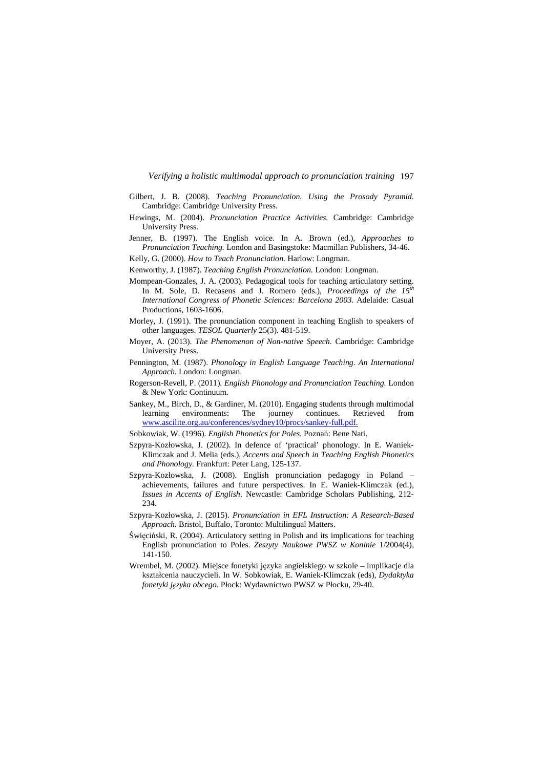Gilbert, J. B. (2008). *Teaching Pronunciation. Using the Prosody Pyramid.* Cambridge: Cambridge University Press.

Hewings, M. (2004). *Pronunciation Practice Activities.* Cambridge: Cambridge University Press.

Jenner, B. (1997). The English voice. In A. Brown (ed.), *Approaches to Pronunciation Teaching.* London and Basingstoke: Macmillan Publishers, 34-46.

Kelly, G. (2000). *How to Teach Pronunciation.* Harlow: Longman.

Kenworthy, J. (1987). *Teaching English Pronunciation.* London: Longman.

Mompean-Gonzales, J. A. (2003). Pedagogical tools for teaching articulatory setting. In M. Sole, D. Recasens and J. Romero (eds.), *Proceedings of the 15th International Congress of Phonetic Sciences: Barcelona 2003.* Adelaide: Casual Productions, 1603-1606.

Morley, J. (1991). The pronunciation component in teaching English to speakers of other languages. *TESOL Quarterly* 25(3). 481-519.

Moyer, A. (2013). *The Phenomenon of Non-native Speech.* Cambridge: Cambridge University Press.

Pennington, M. (1987). *Phonology in English Language Teaching. An International Approach.* London: Longman.

Rogerson-Revell, P. (2011). *English Phonology and Pronunciation Teaching.* London & New York: Continuum.

Sankey, M., Birch, D., & Gardiner, M. (2010). Engaging students through multimodal learning environments: The journey continues. Retrieved from www.ascilite.org.au/conferences/sydney10/procs/sankey-full.pdf.

Sobkowiak, W. (1996). *English Phonetics for Poles.* Poznań: Bene Nati.

Szpyra-Kozłowska, J. (2002). In defence of 'practical' phonology. In E. Waniek-Klimczak and J. Melia (eds.), *Accents and Speech in Teaching English Phonetics and Phonology.* Frankfurt: Peter Lang, 125-137.

Szpyra-Kozłowska, J. (2008). English pronunciation pedagogy in Poland – achievements, failures and future perspectives. In E. Waniek-Klimczak (ed.), *Issues in Accents of English*. Newcastle: Cambridge Scholars Publishing, 212-234.

Szpyra-Kozłowska, J. (2015). *Pronunciation in EFL Instruction: A Research-Based Approach.* Bristol, Buffalo, Toronto: Multilingual Matters.

Święciński, R. (2004). Articulatory setting in Polish and its implications for teaching English pronunciation to Poles. *Zeszyty Naukowe PWSZ w Koninie* 1/2004(4), 141-150.

Wrembel, M. (2002). Miejsce fonetyki języka angielskiego w szkole – implikacje dla kształcenia nauczycieli. In W. Sobkowiak, E. Waniek-Klimczak (eds), *Dydaktyka fonetyki języka obcego.* Płock: Wydawnictwo PWSZ w Płocku, 29-40.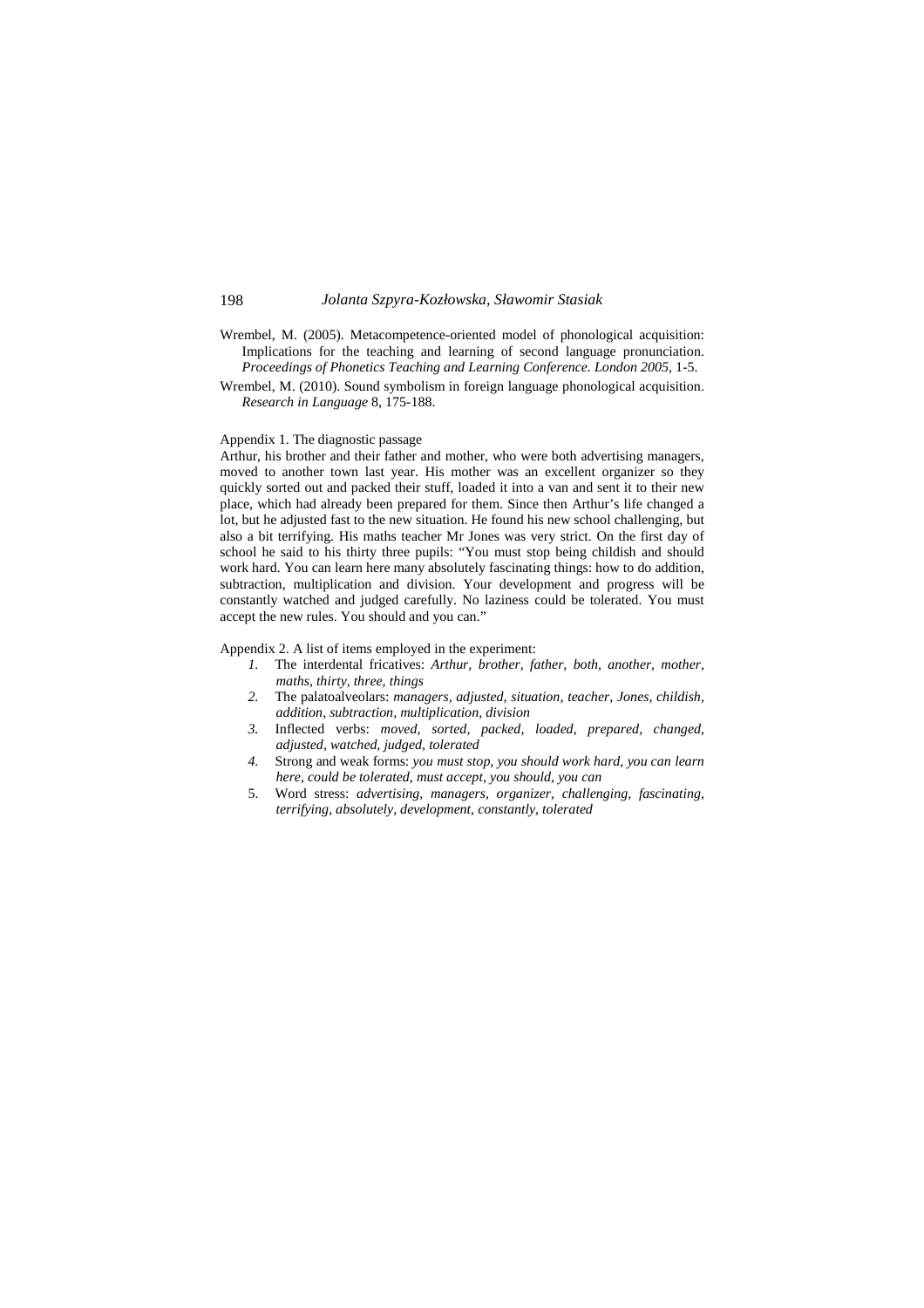Wrembel, M. (2005). Metacompetence-oriented model of phonological acquisition: Implications for the teaching and learning of second language pronunciation. *Proceedings of Phonetics Teaching and Learning Conference. London 2005*, 1-5.

Wrembel, M. (2010). Sound symbolism in foreign language phonological acquisition. *Research in Language* 8, 175-188.

Appendix 1. The diagnostic passage

Arthur, his brother and their father and mother, who were both advertising managers, moved to another town last year. His mother was an excellent organizer so they quickly sorted out and packed their stuff, loaded it into a van and sent it to their new place, which had already been prepared for them. Since then Arthur's life changed a lot, but he adjusted fast to the new situation. He found his new school challenging, but also a bit terrifying. His maths teacher Mr Jones was very strict. On the first day of school he said to his thirty three pupils: "You must stop being childish and should work hard. You can learn here many absolutely fascinating things: how to do addition, subtraction, multiplication and division. Your development and progress will be constantly watched and judged carefully. No laziness could be tolerated. You must accept the new rules. You should and you can."

Appendix 2. A list of items employed in the experiment:

1. The interdental fricatives: *Arthur, brother, father, both, another, mother, maths, thirty, three, things*
2. The palatoalveolars: *managers, adjusted, situation, teacher, Jones, childish, addition, subtraction, multiplication, division*
3. Inflected verbs: *moved, sorted, packed, loaded, prepared, changed, adjusted, watched, judged, tolerated*
4. Strong and weak forms: *you must stop, you should work hard, you can learn here, could be tolerated, must accept, you should, you can*
5. Word stress: *advertising, managers, organizer, challenging, fascinating, terrifying, absolutely, development, constantly, tolerated*